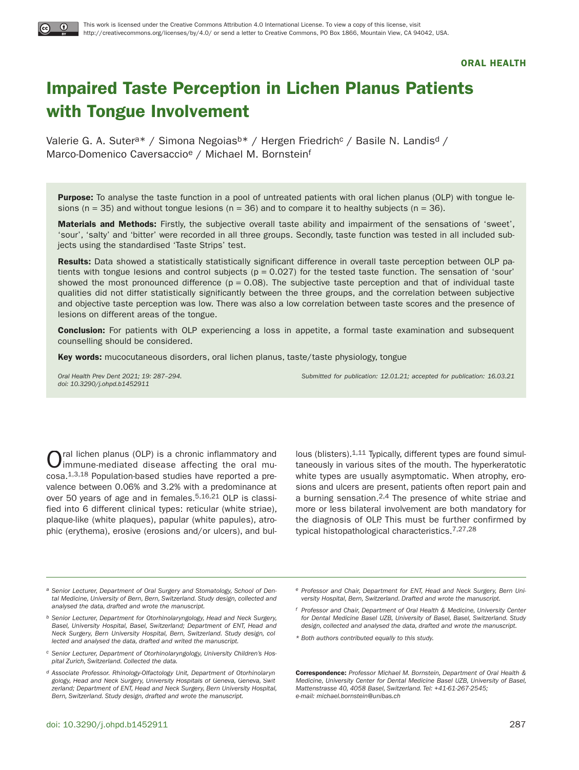This work is licensed under the Creative Commons Attribution 4.0 International License. To view a copy of this license, visit http://creativecommons.org/licenses/by/4.0/ or send a letter to Creative Commons, PO Box 1866, Mountain View, CA 94042, USA.

ORAL HEALTH

# Impaired Taste Perception in Lichen Planus Patients with Tongue Involvement

Valerie G. A. Suter[a]* / Simona Negoias[b]* / Hergen Friedrich[c] / Basile N. Landis[d] / Marco-Domenico Caversaccio[e] / Michael M. Bornstein[f]

**Purpose:** To analyse the taste function in a pool of untreated patients with oral lichen planus (OLP) with tongue lesions (n = 35) and without tongue lesions (n = 36) and to compare it to healthy subjects (n = 36).

**Materials and Methods:** Firstly, the subjective overall taste ability and impairment of the sensations of 'sweet', 'sour', 'salty' and 'bitter' were recorded in all three groups. Secondly, taste function was tested in all included subjects using the standardised 'Taste Strips' test.

**Results:** Data showed a statistically statistically significant difference in overall taste perception between OLP patients with tongue lesions and control subjects ($p = 0.027$) for the tested taste function. The sensation of 'sour' showed the most pronounced difference ($p = 0.08$). The subjective taste perception and that of individual taste qualities did not differ statistically significantly between the three groups, and the correlation between subjective and objective taste perception was low. There was also a low correlation between taste scores and the presence of lesions on different areas of the tongue.

**Conclusion:** For patients with OLP experiencing a loss in appetite, a formal taste examination and subsequent counselling should be considered.

**Key words:** mucocutaneous disorders, oral lichen planus, taste/taste physiology, tongue

*Oral Health Prev Dent 2021; 19: 287–294.*
*doi: 10.3290/j.ohpd.b1452911*

*Submitted for publication: 12.01.21; accepted for publication: 16.03.21*

Oral lichen planus (OLP) is a chronic inflammatory and immune-mediated disease affecting the oral mucosa.[1,3,18] Population-based studies have reported a prevalence between 0.06% and 3.2% with a predominance at over 50 years of age and in females.[5,16,21] OLP is classified into 6 different clinical types: reticular (white striae), plaque-like (white plaques), papular (white papules), atrophic (erythema), erosive (erosions and/or ulcers), and bullous (blisters).[1,11] Typically, different types are found simultaneously in various sites of the mouth. The hyperkeratotic white types are usually asymptomatic. When atrophy, erosions and ulcers are present, patients often report pain and a burning sensation.[2,4] The presence of white striae and more or less bilateral involvement are both mandatory for the diagnosis of OLP. This must be further confirmed by typical histopathological characteristics.[7,27,28]

[a] *Senior Lecturer, Department of Oral Surgery and Stomatology, School of Dental Medicine, University of Bern, Bern, Switzerland. Study design, collected and analysed the data, drafted and wrote the manuscript.*

[b] *Senior Lecturer, Department for Otorhinolaryngology, Head and Neck Surgery, Basel, University Hospital, Basel, Switzerland; Department of ENT, Head and Neck Surgery, Bern University Hospital, Bern, Switzerland. Study design, collected and analysed the data, drafted and writed the manuscript.*

[c] *Senior Lecturer, Department of Otorhinolaryngology, University Children's Hospital Zurich, Switzerland. Collected the data.*

[d] *Associate Professor. Rhinology-Olfactology Unit, Department of Otorhinolaryngology, Head and Neck Surgery, University Hospitals of Geneva, Geneva, Switzerland; Department of ENT, Head and Neck Surgery, Bern University Hospital, Bern, Switzerland. Study design, drafted and wrote the manuscript.*

[e] *Professor and Chair, Department for ENT, Head and Neck Surgery, Bern University Hospital, Bern, Switzerland. Drafted and wrote the manuscript.*

[f] *Professor and Chair, Department of Oral Health & Medicine, University Center for Dental Medicine Basel UZB, University of Basel, Basel, Switzerland. Study design, collected and analysed the data, drafted and wrote the manuscript.*

\* *Both authors contributed equally to this study.*

**Correspondence:** *Professor Michael M. Bornstein, Department of Oral Health & Medicine, University Center for Dental Medicine Basel UZB, University of Basel, Mattenstrasse 40, 4058 Basel, Switzerland. Tel: +41-61-267-2545; e-mail: michael.bornstein@unibas.ch*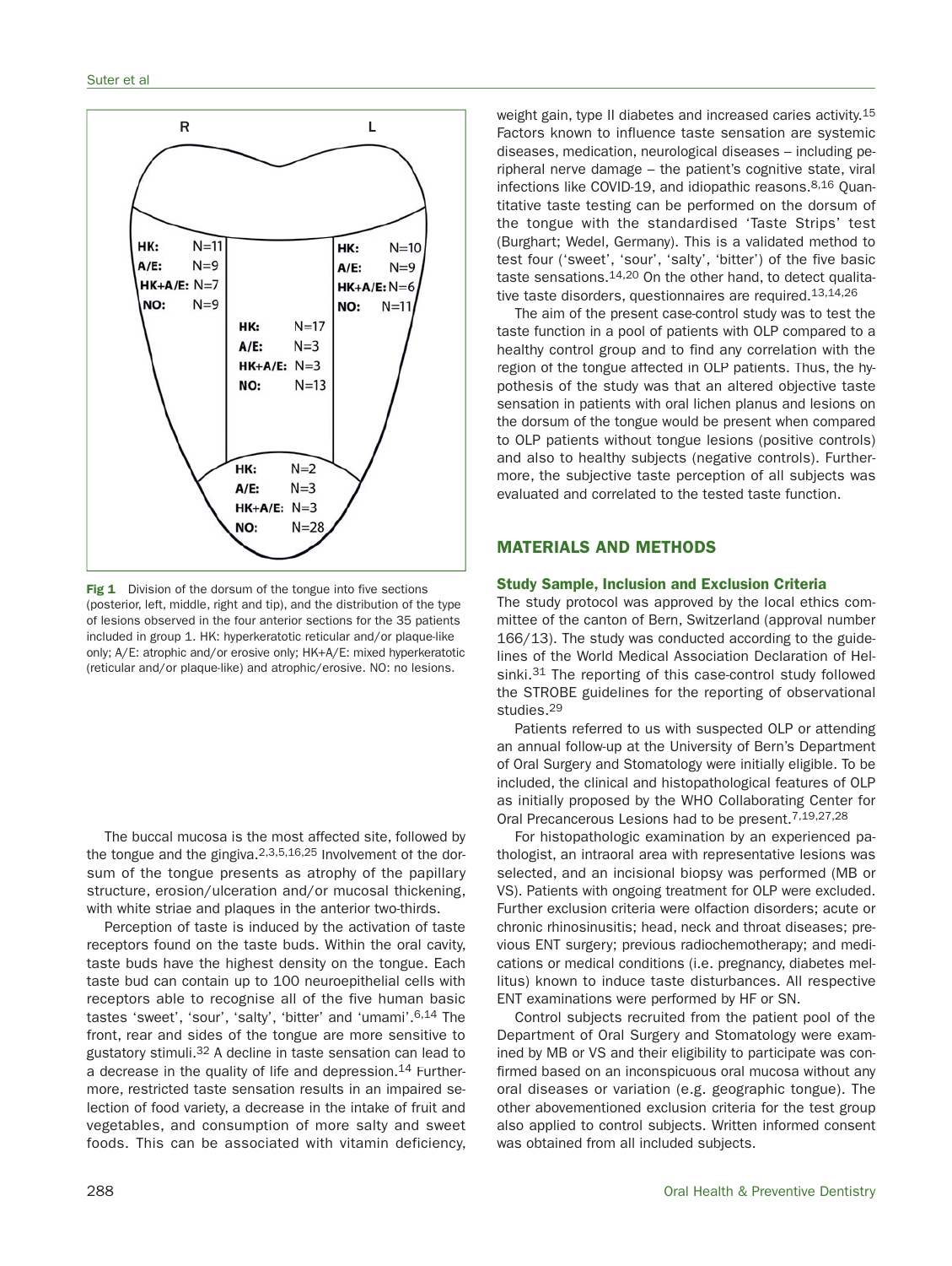R L

HK: N=11
A/E: N=9
HK+A/E: N=7
NO: N=9

HK: N=10
A/E: N=9
HK+A/E: N=6
NO: N=11

HK: N=17
A/E: N=3
HK+A/E: N=3
NO: N=13

HK: N=2
A/E: N=3
HK+A/E: N=3
NO: N=28

**Fig 1** Division of the dorsum of the tongue into five sections (posterior, left, middle, right and tip), and the distribution of the type of lesions observed in the four anterior sections for the 35 patients included in group 1. HK: hyperkeratotic reticular and/or plaque-like only; A/E: atrophic and/or erosive only; HK+A/E: mixed hyperkeratotic (reticular and/or plaque-like) and atrophic/erosive. NO: no lesions.

The buccal mucosa is the most affected site, followed by the tongue and the gingiva.[2,3,5,16,25] Involvement of the dorsum of the tongue presents as atrophy of the papillary structure, erosion/ulceration and/or mucosal thickening, with white striae and plaques in the anterior two-thirds.

Perception of taste is induced by the activation of taste receptors found on the taste buds. Within the oral cavity, taste buds have the highest density on the tongue. Each taste bud can contain up to 100 neuroepithelial cells with receptors able to recognise all of the five human basic tastes 'sweet', 'sour', 'salty', 'bitter' and 'umami'.[6,14] The front, rear and sides of the tongue are more sensitive to gustatory stimuli.[32] A decline in taste sensation can lead to a decrease in the quality of life and depression.[14] Furthermore, restricted taste sensation results in an impaired selection of food variety, a decrease in the intake of fruit and vegetables, and consumption of more salty and sweet foods. This can be associated with vitamin deficiency, weight gain, type II diabetes and increased caries activity.[15] Factors known to influence taste sensation are systemic diseases, medication, neurological diseases – including peripheral nerve damage – the patient's cognitive state, viral infections like COVID-19, and idiopathic reasons.[8,16] Quantitative taste testing can be performed on the dorsum of the tongue with the standardised 'Taste Strips' test (Burghart; Wedel, Germany). This is a validated method to test four ('sweet', 'sour', 'salty', 'bitter') of the five basic taste sensations.[14,20] On the other hand, to detect qualitative taste disorders, questionnaires are required.[13,14,26]

The aim of the present case-control study was to test the taste function in a pool of patients with OLP compared to a healthy control group and to find any correlation with the region of the tongue affected in OLP patients. Thus, the hypothesis of the study was that an altered objective taste sensation in patients with oral lichen planus and lesions on the dorsum of the tongue would be present when compared to OLP patients without tongue lesions (positive controls) and also to healthy subjects (negative controls). Furthermore, the subjective taste perception of all subjects was evaluated and correlated to the tested taste function.

## MATERIALS AND METHODS

### Study Sample, Inclusion and Exclusion Criteria

The study protocol was approved by the local ethics committee of the canton of Bern, Switzerland (approval number 166/13). The study was conducted according to the guidelines of the World Medical Association Declaration of Helsinki.[31] The reporting of this case-control study followed the STROBE guidelines for the reporting of observational studies.[29]

Patients referred to us with suspected OLP or attending an annual follow-up at the University of Bern's Department of Oral Surgery and Stomatology were initially eligible. To be included, the clinical and histopathological features of OLP as initially proposed by the WHO Collaborating Center for Oral Precancerous Lesions had to be present.[7,19,27,28]

For histopathologic examination by an experienced pathologist, an intraoral area with representative lesions was selected, and an incisional biopsy was performed (MB or VS). Patients with ongoing treatment for OLP were excluded. Further exclusion criteria were olfaction disorders; acute or chronic rhinosinusitis; head, neck and throat diseases; previous ENT surgery; previous radiochemotherapy; and medications or medical conditions (i.e. pregnancy, diabetes mellitus) known to induce taste disturbances. All respective ENT examinations were performed by HF or SN.

Control subjects recruited from the patient pool of the Department of Oral Surgery and Stomatology were examined by MB or VS and their eligibility to participate was confirmed based on an inconspicuous oral mucosa without any oral diseases or variation (e.g. geographic tongue). The other abovementioned exclusion criteria for the test group also applied to control subjects. Written informed consent was obtained from all included subjects.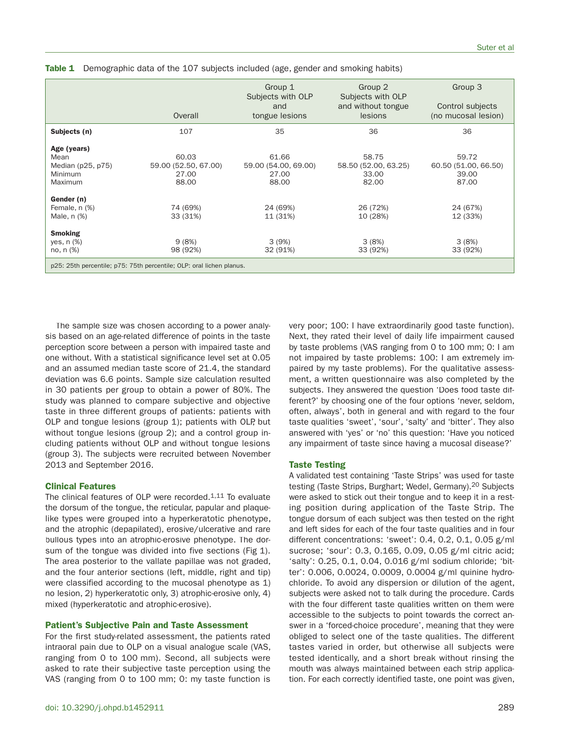**Table 1** Demographic data of the 107 subjects included (age, gender and smoking habits)

| | Overall | Group 1 Subjects with OLP and tongue lesions | Group 2 Subjects with OLP and without tongue lesions | Group 3 Control subjects (no mucosal lesion) |
|---|---|---|---|---|
| **Subjects (n)** | 107 | 35 | 36 | 36 |
| **Age (years)** | | | | |
| Mean | 60.03 | 61.66 | 58.75 | 59.72 |
| Median (p25, p75) | 59.00 (52.50, 67.00) | 59.00 (54.00, 69.00) | 58.50 (52.00, 63.25) | 60.50 (51.00, 66.50) |
| Minimum | 27.00 | 27.00 | 33.00 | 39.00 |
| Maximum | 88.00 | 88.00 | 82.00 | 87.00 |
| **Gender (n)** | | | | |
| Female, n (%) | 74 (69%) | 24 (69%) | 26 (72%) | 24 (67%) |
| Male, n (%) | 33 (31%) | 11 (31%) | 10 (28%) | 12 (33%) |
| **Smoking** | | | | |
| yes, n (%) | 9 (8%) | 3 (9%) | 3 (8%) | 3 (8%) |
| no, n (%) | 98 (92%) | 32 (91%) | 33 (92%) | 33 (92%) |

p25: 25th percentile; p75: 75th percentile; OLP: oral lichen planus.

The sample size was chosen according to a power analysis based on an age-related difference of points in the taste perception score between a person with impaired taste and one without. With a statistical significance level set at 0.05 and an assumed median taste score of 21.4, the standard deviation was 6.6 points. Sample size calculation resulted in 30 patients per group to obtain a power of 80%. The study was planned to compare subjective and objective taste in three different groups of patients: patients with OLP and tongue lesions (group 1); patients with OLP, but without tongue lesions (group 2); and a control group including patients without OLP and without tongue lesions (group 3). The subjects were recruited between November 2013 and September 2016.

### Clinical Features

The clinical features of OLP were recorded.[1,11] To evaluate the dorsum of the tongue, the reticular, papular and plaque-like types were grouped into a hyperkeratotic phenotype, and the atrophic (depapilated), erosive/ulcerative and rare bullous types into an atrophic-erosive phenotype. The dorsum of the tongue was divided into five sections (Fig 1). The area posterior to the vallate papillae was not graded, and the four anterior sections (left, middle, right and tip) were classified according to the mucosal phenotype as 1) no lesion, 2) hyperkeratotic only, 3) atrophic-erosive only, 4) mixed (hyperkeratotic and atrophic-erosive).

### Patient's Subjective Pain and Taste Assessment

For the first study-related assessment, the patients rated intraoral pain due to OLP on a visual analogue scale (VAS, ranging from 0 to 100 mm). Second, all subjects were asked to rate their subjective taste perception using the VAS (ranging from 0 to 100 mm; 0: my taste function is very poor; 100: I have extraordinarily good taste function). Next, they rated their level of daily life impairment caused by taste problems (VAS ranging from 0 to 100 mm; 0: I am not impaired by taste problems: 100: I am extremely impaired by my taste problems). For the qualitative assessment, a written questionnaire was also completed by the subjects. They answered the question 'Does food taste different?' by choosing one of the four options 'never, seldom, often, always', both in general and with regard to the four taste qualities 'sweet', 'sour', 'salty' and 'bitter'. They also answered with 'yes' or 'no' this question: 'Have you noticed any impairment of taste since having a mucosal disease?'

### Taste Testing

A validated test containing 'Taste Strips' was used for taste testing (Taste Strips, Burghart; Wedel, Germany).[20] Subjects were asked to stick out their tongue and to keep it in a resting position during application of the Taste Strip. The tongue dorsum of each subject was then tested on the right and left sides for each of the four taste qualities and in four different concentrations: 'sweet': 0.4, 0.2, 0.1, 0.05 g/ml sucrose; 'sour': 0.3, 0.165, 0.09, 0.05 g/ml citric acid; 'salty': 0.25, 0.1, 0.04, 0.016 g/ml sodium chloride; 'bitter': 0.006, 0.0024, 0.0009, 0.0004 g/ml quinine hydrochloride. To avoid any dispersion or dilution of the agent, subjects were asked not to talk during the procedure. Cards with the four different taste qualities written on them were accessible to the subjects to point towards the correct answer in a 'forced-choice procedure', meaning that they were obliged to select one of the taste qualities. The different tastes varied in order, but otherwise all subjects were tested identically, and a short break without rinsing the mouth was always maintained between each strip application. For each correctly identified taste, one point was given,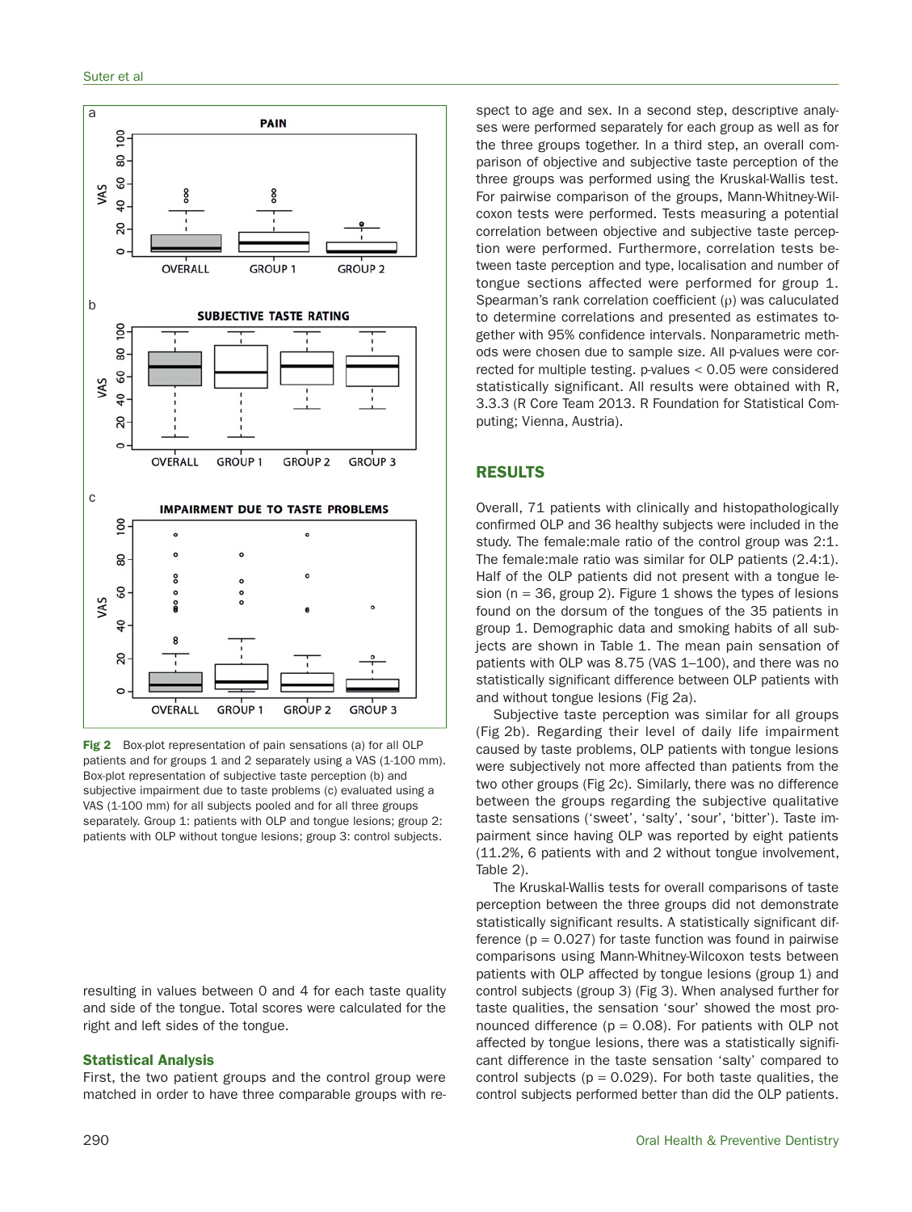Fig 2 Box-plot representation of pain sensations (a) for all OLP patients and for groups 1 and 2 separately using a VAS (1-100 mm). Box-plot representation of subjective taste perception (b) and subjective impairment due to taste problems (c) evaluated using a VAS (1-100 mm) for all subjects pooled and for all three groups separately. Group 1: patients with OLP and tongue lesions; group 2: patients with OLP without tongue lesions; group 3: control subjects.

resulting in values between 0 and 4 for each taste quality and side of the tongue. Total scores were calculated for the right and left sides of the tongue.

### Statistical Analysis

First, the two patient groups and the control group were matched in order to have three comparable groups with respect to age and sex. In a second step, descriptive analyses were performed separately for each group as well as for the three groups together. In a third step, an overall comparison of objective and subjective taste perception of the three groups was performed using the Kruskal-Wallis test. For pairwise comparison of the groups, Mann-Whitney-Wilcoxon tests were performed. Tests measuring a potential correlation between objective and subjective taste perception were performed. Furthermore, correlation tests between taste perception and type, localisation and number of tongue sections affected were performed for group 1. Spearman's rank correlation coefficient (ρ) was caluculated to determine correlations and presented as estimates together with 95% confidence intervals. Nonparametric methods were chosen due to sample size. All p-values were corrected for multiple testing. p-values < 0.05 were considered statistically significant. All results were obtained with R, 3.3.3 (R Core Team 2013. R Foundation for Statistical Computing; Vienna, Austria).

## RESULTS

Overall, 71 patients with clinically and histopathologically confirmed OLP and 36 healthy subjects were included in the study. The female:male ratio of the control group was 2:1. The female:male ratio was similar for OLP patients (2.4:1). Half of the OLP patients did not present with a tongue lesion (n = 36, group 2). Figure 1 shows the types of lesions found on the dorsum of the tongues of the 35 patients in group 1. Demographic data and smoking habits of all subjects are shown in Table 1. The mean pain sensation of patients with OLP was 8.75 (VAS 1–100), and there was no statistically significant difference between OLP patients with and without tongue lesions (Fig 2a).

Subjective taste perception was similar for all groups (Fig 2b). Regarding their level of daily life impairment caused by taste problems, OLP patients with tongue lesions were subjectively not more affected than patients from the two other groups (Fig 2c). Similarly, there was no difference between the groups regarding the subjective qualitative taste sensations ('sweet', 'salty', 'sour', 'bitter'). Taste impairment since having OLP was reported by eight patients (11.2%, 6 patients with and 2 without tongue involvement, Table 2).

The Kruskal-Wallis tests for overall comparisons of taste perception between the three groups did not demonstrate statistically significant results. A statistically significant difference (p = 0.027) for taste function was found in pairwise comparisons using Mann-Whitney-Wilcoxon tests between patients with OLP affected by tongue lesions (group 1) and control subjects (group 3) (Fig 3). When analysed further for taste qualities, the sensation 'sour' showed the most pronounced difference (p = 0.08). For patients with OLP not affected by tongue lesions, there was a statistically significant difference in the taste sensation 'salty' compared to control subjects (p = 0.029). For both taste qualities, the control subjects performed better than did the OLP patients.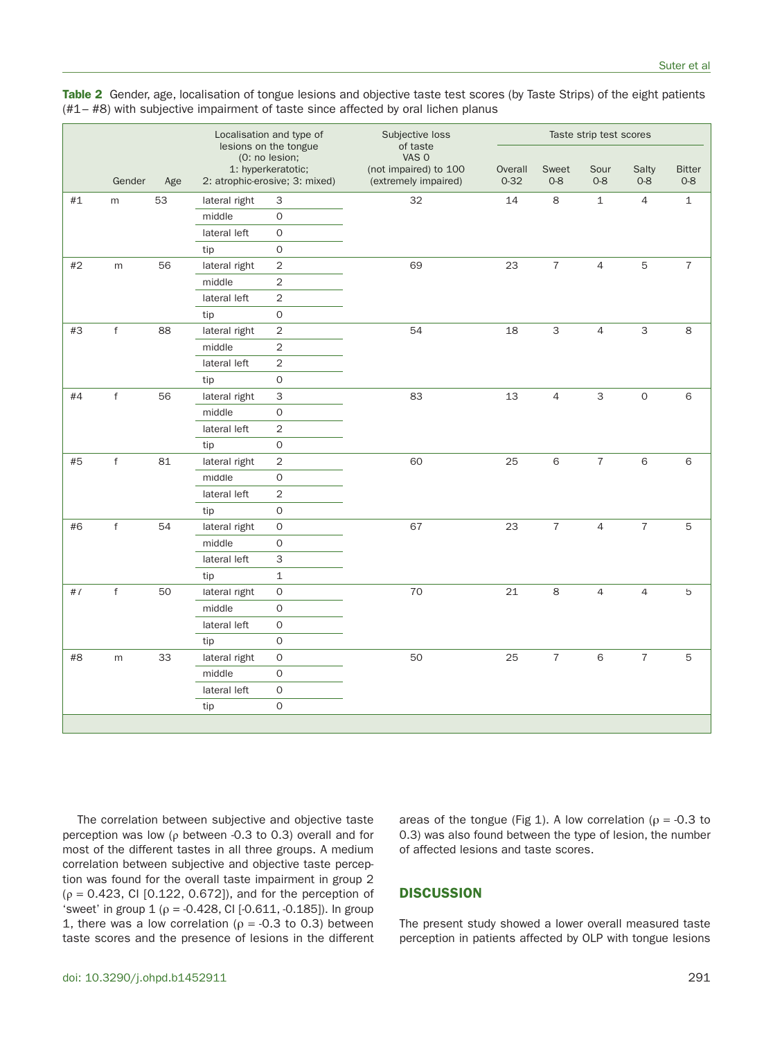**Table 2** Gender, age, localisation of tongue lesions and objective taste test scores (by Taste Strips) of the eight patients (#1– #8) with subjective impairment of taste since affected by oral lichen planus

| | Gender | Age | Localisation and type of lesions on the tongue (0: no lesion; 1: hyperkeratotic; 2: atrophic-erosive; 3: mixed) | | Subjective loss of taste VAS 0 (not impaired) to 100 (extremely impaired) | Taste strip test scores | | | | |
|---|---|---|---|---|---|---|---|---|---|---|
| | | | | | | Overall 0-32 | Sweet 0-8 | Sour 0-8 | Salty 0-8 | Bitter 0-8 |
| #1 | m | 53 | lateral right | 3 | 32 | 14 | 8 | 1 | 4 | 1 |
| | | | middle | 0 | | | | | | |
| | | | lateral left | 0 | | | | | | |
| | | | tip | 0 | | | | | | |
| #2 | m | 56 | lateral right | 2 | 69 | 23 | 7 | 4 | 5 | 7 |
| | | | middle | 2 | | | | | | |
| | | | lateral left | 2 | | | | | | |
| | | | tip | 0 | | | | | | |
| #3 | f | 88 | lateral right | 2 | 54 | 18 | 3 | 4 | 3 | 8 |
| | | | middle | 2 | | | | | | |
| | | | lateral left | 2 | | | | | | |
| | | | tip | 0 | | | | | | |
| #4 | f | 56 | lateral right | 3 | 83 | 13 | 4 | 3 | 0 | 6 |
| | | | middle | 0 | | | | | | |
| | | | lateral left | 2 | | | | | | |
| | | | tip | 0 | | | | | | |
| #5 | f | 81 | lateral right | 2 | 60 | 25 | 6 | 7 | 6 | 6 |
| | | | middle | 0 | | | | | | |
| | | | lateral left | 2 | | | | | | |
| | | | tip | 0 | | | | | | |
| #6 | f | 54 | lateral right | 0 | 67 | 23 | 7 | 4 | 7 | 5 |
| | | | middle | 0 | | | | | | |
| | | | lateral left | 3 | | | | | | |
| | | | tip | 1 | | | | | | |
| #7 | f | 50 | lateral right | 0 | 70 | 21 | 8 | 4 | 4 | 5 |
| | | | middle | 0 | | | | | | |
| | | | lateral left | 0 | | | | | | |
| | | | tip | 0 | | | | | | |
| #8 | m | 33 | lateral right | 0 | 50 | 25 | 7 | 6 | 7 | 5 |
| | | | middle | 0 | | | | | | |
| | | | lateral left | 0 | | | | | | |
| | | | tip | 0 | | | | | | |

The correlation between subjective and objective taste perception was low (ρ between -0.3 to 0.3) overall and for most of the different tastes in all three groups. A medium correlation between subjective and objective taste perception was found for the overall taste impairment in group 2 (ρ = 0.423, CI [0.122, 0.672]), and for the perception of 'sweet' in group 1 (ρ = -0.428, CI [-0.611, -0.185]). In group 1, there was a low correlation (ρ = -0.3 to 0.3) between taste scores and the presence of lesions in the different areas of the tongue (Fig 1). A low correlation (ρ = -0.3 to 0.3) was also found between the type of lesion, the number of affected lesions and taste scores.

## DISCUSSION

The present study showed a lower overall measured taste perception in patients affected by OLP with tongue lesions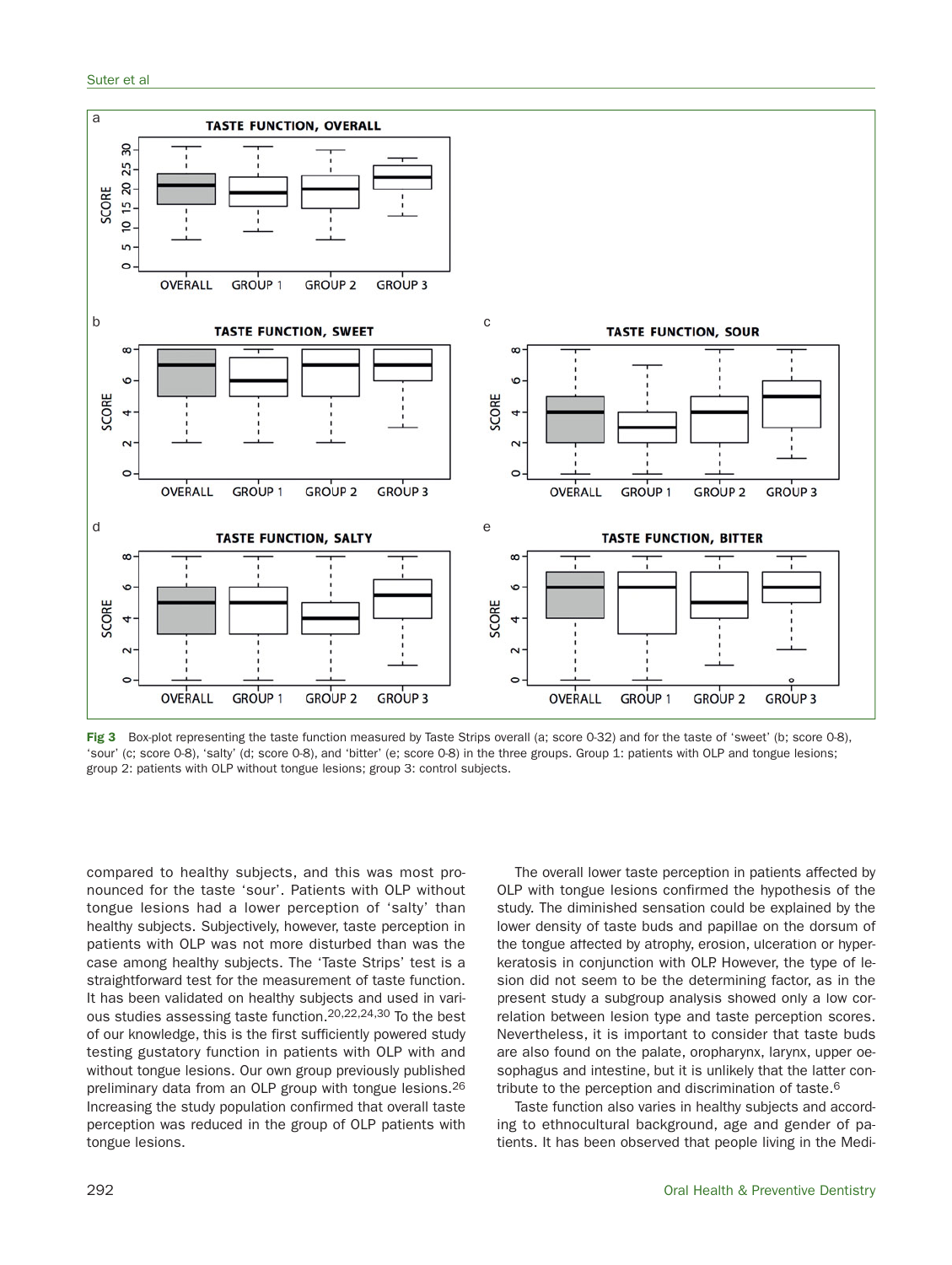Fig 3 Box-plot representing the taste function measured by Taste Strips overall (a; score 0-32) and for the taste of 'sweet' (b; score 0-8), 'sour' (c; score 0-8), 'salty' (d; score 0-8), and 'bitter' (e; score 0-8) in the three groups. Group 1: patients with OLP and tongue lesions; group 2: patients with OLP without tongue lesions; group 3: control subjects.

compared to healthy subjects, and this was most pronounced for the taste 'sour'. Patients with OLP without tongue lesions had a lower perception of 'salty' than healthy subjects. Subjectively, however, taste perception in patients with OLP was not more disturbed than was the case among healthy subjects. The 'Taste Strips' test is a straightforward test for the measurement of taste function. It has been validated on healthy subjects and used in various studies assessing taste function.[20,22,24,30] To the best of our knowledge, this is the first sufficiently powered study testing gustatory function in patients with OLP with and without tongue lesions. Our own group previously published preliminary data from an OLP group with tongue lesions.[26] Increasing the study population confirmed that overall taste perception was reduced in the group of OLP patients with tongue lesions.

The overall lower taste perception in patients affected by OLP with tongue lesions confirmed the hypothesis of the study. The diminished sensation could be explained by the lower density of taste buds and papillae on the dorsum of the tongue affected by atrophy, erosion, ulceration or hyperkeratosis in conjunction with OLP. However, the type of lesion did not seem to be the determining factor, as in the present study a subgroup analysis showed only a low correlation between lesion type and taste perception scores. Nevertheless, it is important to consider that taste buds are also found on the palate, oropharynx, larynx, upper oesophagus and intestine, but it is unlikely that the latter contribute to the perception and discrimination of taste.[6]

Taste function also varies in healthy subjects and according to ethnocultural background, age and gender of patients. It has been observed that people living in the Medi-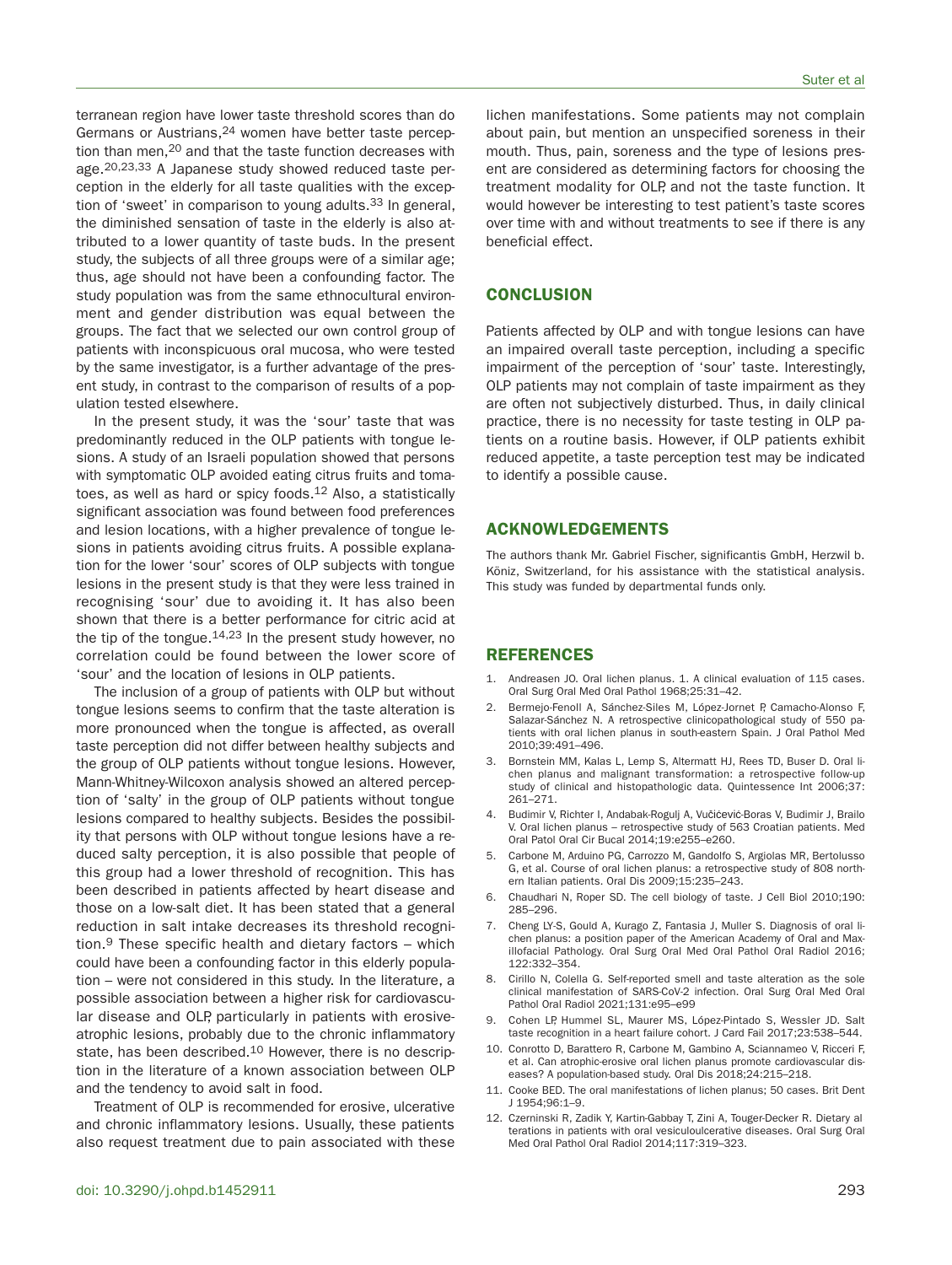terranean region have lower taste threshold scores than do Germans or Austrians,[24] women have better taste perception than men,[20] and that the taste function decreases with age.[20,23,33] A Japanese study showed reduced taste perception in the elderly for all taste qualities with the exception of 'sweet' in comparison to young adults.[33] In general, the diminished sensation of taste in the elderly is also attributed to a lower quantity of taste buds. In the present study, the subjects of all three groups were of a similar age; thus, age should not have been a confounding factor. The study population was from the same ethnocultural environment and gender distribution was equal between the groups. The fact that we selected our own control group of patients with inconspicuous oral mucosa, who were tested by the same investigator, is a further advantage of the present study, in contrast to the comparison of results of a population tested elsewhere.

In the present study, it was the 'sour' taste that was predominantly reduced in the OLP patients with tongue lesions. A study of an Israeli population showed that persons with symptomatic OLP avoided eating citrus fruits and tomatoes, as well as hard or spicy foods.[12] Also, a statistically significant association was found between food preferences and lesion locations, with a higher prevalence of tongue lesions in patients avoiding citrus fruits. A possible explanation for the lower 'sour' scores of OLP subjects with tongue lesions in the present study is that they were less trained in recognising 'sour' due to avoiding it. It has also been shown that there is a better performance for citric acid at the tip of the tongue.[14,23] In the present study however, no correlation could be found between the lower score of 'sour' and the location of lesions in OLP patients.

The inclusion of a group of patients with OLP but without tongue lesions seems to confirm that the taste alteration is more pronounced when the tongue is affected, as overall taste perception did not differ between healthy subjects and the group of OLP patients without tongue lesions. However, Mann-Whitney-Wilcoxon analysis showed an altered perception of 'salty' in the group of OLP patients without tongue lesions compared to healthy subjects. Besides the possibility that persons with OLP without tongue lesions have a reduced salty perception, it is also possible that people of this group had a lower threshold of recognition. This has been described in patients affected by heart disease and those on a low-salt diet. It has been stated that a general reduction in salt intake decreases its threshold recognition.[9] These specific health and dietary factors – which could have been a confounding factor in this elderly population – were not considered in this study. In the literature, a possible association between a higher risk for cardiovascular disease and OLP, particularly in patients with erosive-atrophic lesions, probably due to the chronic inflammatory state, has been described.[10] However, there is no description in the literature of a known association between OLP and the tendency to avoid salt in food.

Treatment of OLP is recommended for erosive, ulcerative and chronic inflammatory lesions. Usually, these patients also request treatment due to pain associated with these lichen manifestations. Some patients may not complain about pain, but mention an unspecified soreness in their mouth. Thus, pain, soreness and the type of lesions present are considered as determining factors for choosing the treatment modality for OLP, and not the taste function. It would however be interesting to test patient's taste scores over time with and without treatments to see if there is any beneficial effect.

## CONCLUSION

Patients affected by OLP and with tongue lesions can have an impaired overall taste perception, including a specific impairment of the perception of 'sour' taste. Interestingly, OLP patients may not complain of taste impairment as they are often not subjectively disturbed. Thus, in daily clinical practice, there is no necessity for taste testing in OLP patients on a routine basis. However, if OLP patients exhibit reduced appetite, a taste perception test may be indicated to identify a possible cause.

## ACKNOWLEDGEMENTS

The authors thank Mr. Gabriel Fischer, significantis GmbH, Herzwil b. Köniz, Switzerland, for his assistance with the statistical analysis. This study was funded by departmental funds only.

## REFERENCES

1. Andreasen JO. Oral lichen planus. 1. A clinical evaluation of 115 cases. Oral Surg Oral Med Oral Pathol 1968;25:31–42.
2. Bermejo-Fenoll A, Sánchez-Siles M, López-Jornet P, Camacho-Alonso F, Salazar-Sánchez N. A retrospective clinicopathological study of 550 patients with oral lichen planus in south-eastern Spain. J Oral Pathol Med 2010;39:491–496.
3. Bornstein MM, Kalas L, Lemp S, Altermatt HJ, Rees TD, Buser D. Oral lichen planus and malignant transformation: a retrospective follow-up study of clinical and histopathologic data. Quintessence Int 2006;37:261–271.
4. Budimir V, Richter I, Andabak-Rogulj A, Vučićević-Boras V, Budimir J, Brailo V. Oral lichen planus – retrospective study of 563 Croatian patients. Med Oral Patol Oral Cir Bucal 2014;19:e255–e260.
5. Carbone M, Arduino PG, Carrozzo M, Gandolfo S, Argiolas MR, Bertolusso G, et al. Course of oral lichen planus: a retrospective study of 808 northern Italian patients. Oral Dis 2009;15:235–243.
6. Chaudhari N, Roper SD. The cell biology of taste. J Cell Biol 2010;190: 285–296.
7. Cheng LY-S, Gould A, Kurago Z, Fantasia J, Muller S. Diagnosis of oral lichen planus: a position paper of the American Academy of Oral and Maxillofacial Pathology. Oral Surg Oral Med Oral Pathol Oral Radiol 2016; 122:332–354.
8. Cirillo N, Colella G. Self-reported smell and taste alteration as the sole clinical manifestation of SARS-CoV-2 infection. Oral Surg Oral Med Oral Pathol Oral Radiol 2021;131:e95–e99
9. Cohen LP, Hummel SL, Maurer MS, López-Pintado S, Wessler JD. Salt taste recognition in a heart failure cohort. J Card Fail 2017;23:538–544.
10. Conrotto D, Barattero R, Carbone M, Gambino A, Sciannameo V, Ricceri F, et al. Can atrophic-erosive oral lichen planus promote cardiovascular diseases? A population-based study. Oral Dis 2018;24:215–218.
11. Cooke BED. The oral manifestations of lichen planus; 50 cases. Brit Dent J 1954;96:1–9.
12. Czerninski R, Zadik Y, Kartin-Gabbay T, Zini A, Touger-Decker R. Dietary alterations in patients with oral vesiculoulcerative diseases. Oral Surg Oral Med Oral Pathol Oral Radiol 2014;117:319–323.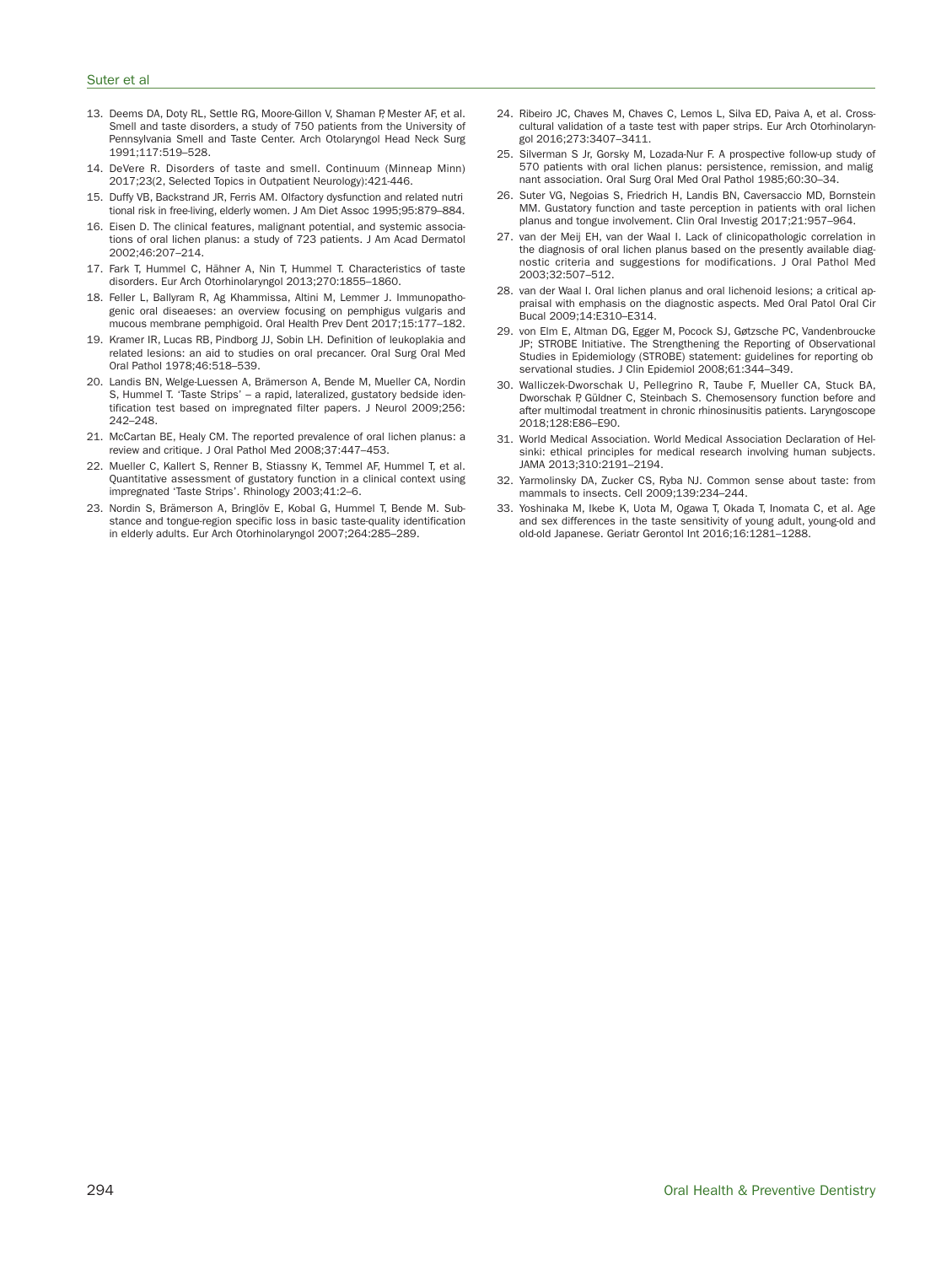13. Deems DA, Doty RL, Settle RG, Moore-Gillon V, Shaman P, Mester AF, et al. Smell and taste disorders, a study of 750 patients from the University of Pennsylvania Smell and Taste Center. Arch Otolaryngol Head Neck Surg 1991;117:519–528.
14. DeVere R. Disorders of taste and smell. Continuum (Minneap Minn) 2017;23(2, Selected Topics in Outpatient Neurology):421-446.
15. Duffy VB, Backstrand JR, Ferris AM. Olfactory dysfunction and related nutritional risk in free-living, elderly women. J Am Diet Assoc 1995;95:879–884.
16. Eisen D. The clinical features, malignant potential, and systemic associations of oral lichen planus: a study of 723 patients. J Am Acad Dermatol 2002;46:207–214.
17. Fark T, Hummel C, Hähner A, Nin T, Hummel T. Characteristics of taste disorders. Eur Arch Otorhinolaryngol 2013;270:1855–1860.
18. Feller L, Ballyram R, Ag Khammissa, Altini M, Lemmer J. Immunopathogenic oral diseaeses: an overview focusing on pemphigus vulgaris and mucous membrane pemphigoid. Oral Health Prev Dent 2017;15:177–182.
19. Kramer IR, Lucas RB, Pindborg JJ, Sobin LH. Definition of leukoplakia and related lesions: an aid to studies on oral precancer. Oral Surg Oral Med Oral Pathol 1978;46:518–539.
20. Landis BN, Welge-Luessen A, Brämerson A, Bende M, Mueller CA, Nordin S, Hummel T. 'Taste Strips' – a rapid, lateralized, gustatory bedside identification test based on impregnated filter papers. J Neurol 2009;256: 242–248.
21. McCartan BE, Healy CM. The reported prevalence of oral lichen planus: a review and critique. J Oral Pathol Med 2008;37:447–453.
22. Mueller C, Kallert S, Renner B, Stiassny K, Temmel AF, Hummel T, et al. Quantitative assessment of gustatory function in a clinical context using impregnated 'Taste Strips'. Rhinology 2003;41:2–6.
23. Nordin S, Brämerson A, Bringlöv E, Kobal G, Hummel T, Bende M. Substance and tongue-region specific loss in basic taste-quality identification in elderly adults. Eur Arch Otorhinolaryngol 2007;264:285–289.
24. Ribeiro JC, Chaves M, Chaves C, Lemos L, Silva ED, Paiva A, et al. Cross-cultural validation of a taste test with paper strips. Eur Arch Otorhinolaryngol 2016;273:3407–3411.
25. Silverman S Jr, Gorsky M, Lozada-Nur F. A prospective follow-up study of 570 patients with oral lichen planus: persistence, remission, and malignant association. Oral Surg Oral Med Oral Pathol 1985;60:30–34.
26. Suter VG, Negoias S, Friedrich H, Landis BN, Caversaccio MD, Bornstein MM. Gustatory function and taste perception in patients with oral lichen planus and tongue involvement. Clin Oral Investig 2017;21:957–964.
27. van der Meij EH, van der Waal I. Lack of clinicopathologic correlation in the diagnosis of oral lichen planus based on the presently available diagnostic criteria and suggestions for modifications. J Oral Pathol Med 2003;32:507–512.
28. van der Waal I. Oral lichen planus and oral lichenoid lesions; a critical appraisal with emphasis on the diagnostic aspects. Med Oral Patol Oral Cir Bucal 2009;14:E310–E314.
29. von Elm E, Altman DG, Egger M, Pocock SJ, Gøtzsche PC, Vandenbroucke JP; STROBE Initiative. The Strengthening the Reporting of Observational Studies in Epidemiology (STROBE) statement: guidelines for reporting observational studies. J Clin Epidemiol 2008;61:344–349.
30. Walliczek-Dworschak U, Pellegrino R, Taube F, Mueller CA, Stuck BA, Dworschak P, Güldner C, Steinbach S. Chemosensory function before and after multimodal treatment in chronic rhinosinusitis patients. Laryngoscope 2018;128:E86–E90.
31. World Medical Association. World Medical Association Declaration of Helsinki: ethical principles for medical research involving human subjects. JAMA 2013;310:2191–2194.
32. Yarmolinsky DA, Zucker CS, Ryba NJ. Common sense about taste: from mammals to insects. Cell 2009;139:234–244.
33. Yoshinaka M, Ikebe K, Uota M, Ogawa T, Okada T, Inomata C, et al. Age and sex differences in the taste sensitivity of young adult, young-old and old-old Japanese. Geriatr Gerontol Int 2016;16:1281–1288.